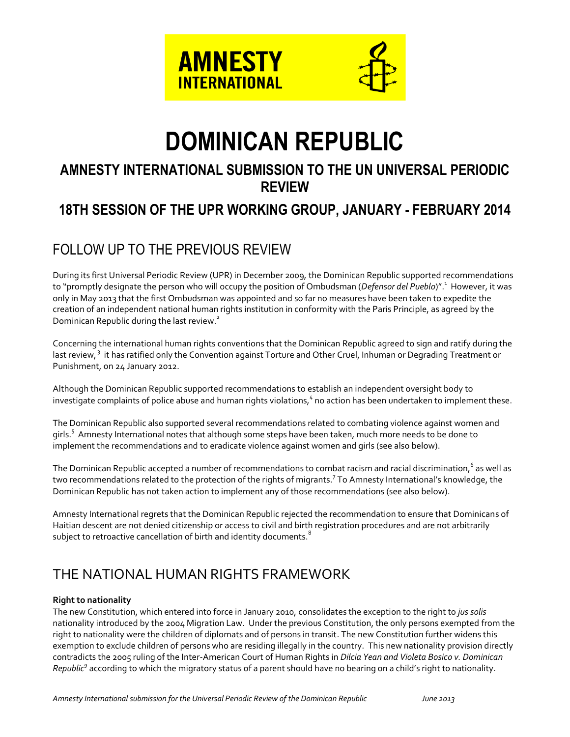AMNESTY INTERNATIONAL

# DOMINICAN REPUBLIC

## AMNESTY INTERNATIONAL SUBMISSION TO THE UN UNIVERSAL PERIODIC REVIEW

## 18TH SESSION OF THE UPR WORKING GROUP, JANUARY - FEBRUARY 2014

## FOLLOW UP TO THE PREVIOUS REVIEW

During its first Universal Periodic Review (UPR) in December 2009, the Dominican Republic supported recommendations to "promptly designate the person who will occupy the position of Ombudsman (*Defensor del Pueblo*)".[1] However, it was only in May 2013 that the first Ombudsman was appointed and so far no measures have been taken to expedite the creation of an independent national human rights institution in conformity with the Paris Principle, as agreed by the Dominican Republic during the last review.[2]

Concerning the international human rights conventions that the Dominican Republic agreed to sign and ratify during the last review,[3] it has ratified only the Convention against Torture and Other Cruel, Inhuman or Degrading Treatment or Punishment, on 24 January 2012.

Although the Dominican Republic supported recommendations to establish an independent oversight body to investigate complaints of police abuse and human rights violations,[4] no action has been undertaken to implement these.

The Dominican Republic also supported several recommendations related to combating violence against women and girls.[5] Amnesty International notes that although some steps have been taken, much more needs to be done to implement the recommendations and to eradicate violence against women and girls (see also below).

The Dominican Republic accepted a number of recommendations to combat racism and racial discrimination,[6] as well as two recommendations related to the protection of the rights of migrants.[7] To Amnesty International's knowledge, the Dominican Republic has not taken action to implement any of those recommendations (see also below).

Amnesty International regrets that the Dominican Republic rejected the recommendation to ensure that Dominicans of Haitian descent are not denied citizenship or access to civil and birth registration procedures and are not arbitrarily subject to retroactive cancellation of birth and identity documents.[8]

## THE NATIONAL HUMAN RIGHTS FRAMEWORK

**Right to nationality**

The new Constitution, which entered into force in January 2010, consolidates the exception to the right to *jus solis* nationality introduced by the 2004 Migration Law. Under the previous Constitution, the only persons exempted from the right to nationality were the children of diplomats and of persons in transit. The new Constitution further widens this exemption to exclude children of persons who are residing illegally in the country. This new nationality provision directly contradicts the 2005 ruling of the Inter-American Court of Human Rights in *Dilcia Yean and Violeta Bosico v. Dominican Republic*[9] according to which the migratory status of a parent should have no bearing on a child's right to nationality.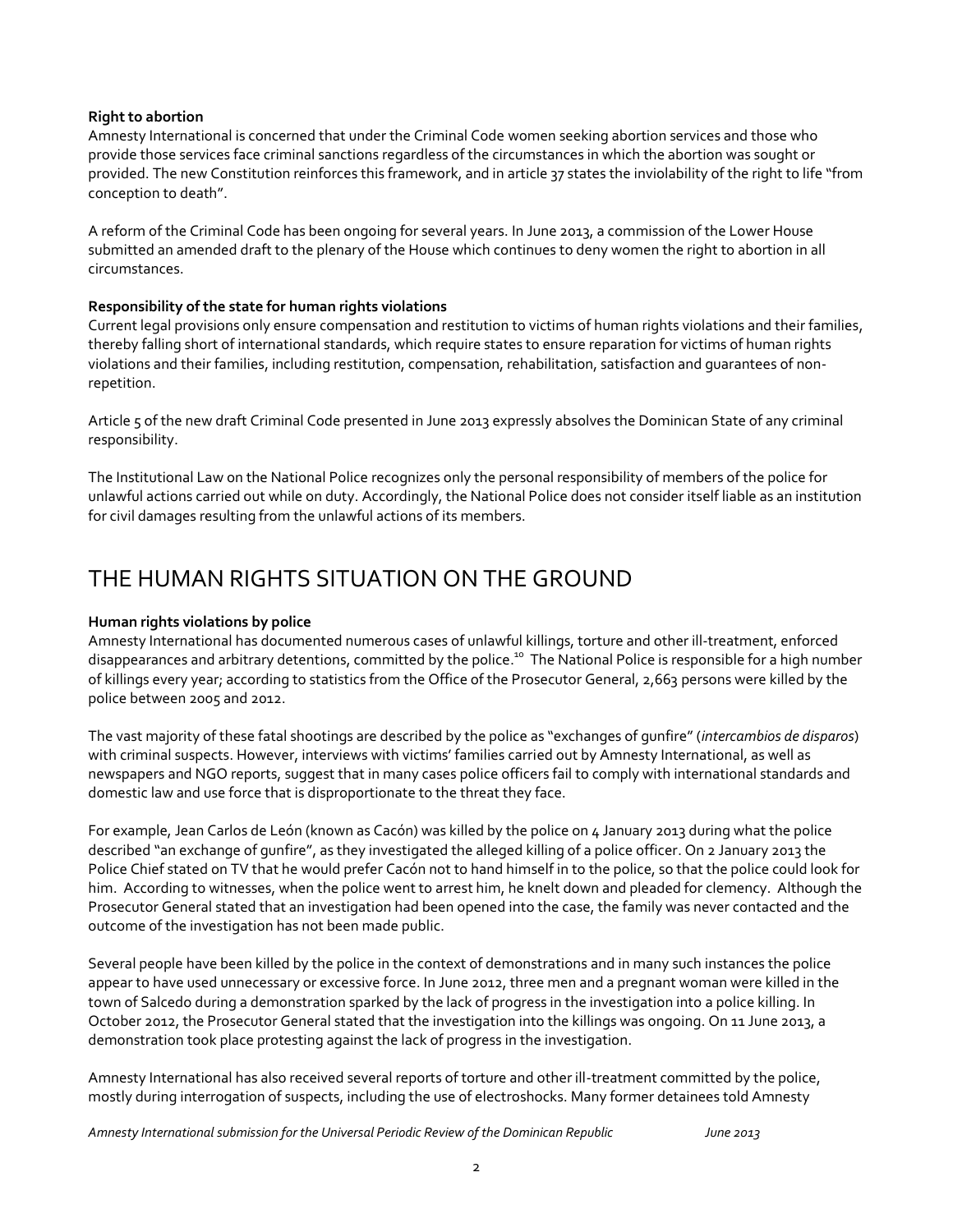**Right to abortion**

Amnesty International is concerned that under the Criminal Code women seeking abortion services and those who provide those services face criminal sanctions regardless of the circumstances in which the abortion was sought or provided. The new Constitution reinforces this framework, and in article 37 states the inviolability of the right to life "from conception to death".

A reform of the Criminal Code has been ongoing for several years. In June 2013, a commission of the Lower House submitted an amended draft to the plenary of the House which continues to deny women the right to abortion in all circumstances.

**Responsibility of the state for human rights violations**

Current legal provisions only ensure compensation and restitution to victims of human rights violations and their families, thereby falling short of international standards, which require states to ensure reparation for victims of human rights violations and their families, including restitution, compensation, rehabilitation, satisfaction and guarantees of non-repetition.

Article 5 of the new draft Criminal Code presented in June 2013 expressly absolves the Dominican State of any criminal responsibility.

The Institutional Law on the National Police recognizes only the personal responsibility of members of the police for unlawful actions carried out while on duty. Accordingly, the National Police does not consider itself liable as an institution for civil damages resulting from the unlawful actions of its members.

## THE HUMAN RIGHTS SITUATION ON THE GROUND

**Human rights violations by police**

Amnesty International has documented numerous cases of unlawful killings, torture and other ill-treatment, enforced disappearances and arbitrary detentions, committed by the police.[10] The National Police is responsible for a high number of killings every year; according to statistics from the Office of the Prosecutor General, 2,663 persons were killed by the police between 2005 and 2012.

The vast majority of these fatal shootings are described by the police as "exchanges of gunfire" (*intercambios de disparos*) with criminal suspects. However, interviews with victims' families carried out by Amnesty International, as well as newspapers and NGO reports, suggest that in many cases police officers fail to comply with international standards and domestic law and use force that is disproportionate to the threat they face.

For example, Jean Carlos de León (known as Cacón) was killed by the police on 4 January 2013 during what the police described "an exchange of gunfire", as they investigated the alleged killing of a police officer. On 2 January 2013 the Police Chief stated on TV that he would prefer Cacón not to hand himself in to the police, so that the police could look for him. According to witnesses, when the police went to arrest him, he knelt down and pleaded for clemency. Although the Prosecutor General stated that an investigation had been opened into the case, the family was never contacted and the outcome of the investigation has not been made public.

Several people have been killed by the police in the context of demonstrations and in many such instances the police appear to have used unnecessary or excessive force. In June 2012, three men and a pregnant woman were killed in the town of Salcedo during a demonstration sparked by the lack of progress in the investigation into a police killing. In October 2012, the Prosecutor General stated that the investigation into the killings was ongoing. On 11 June 2013, a demonstration took place protesting against the lack of progress in the investigation.

Amnesty International has also received several reports of torture and other ill-treatment committed by the police, mostly during interrogation of suspects, including the use of electroshocks. Many former detainees told Amnesty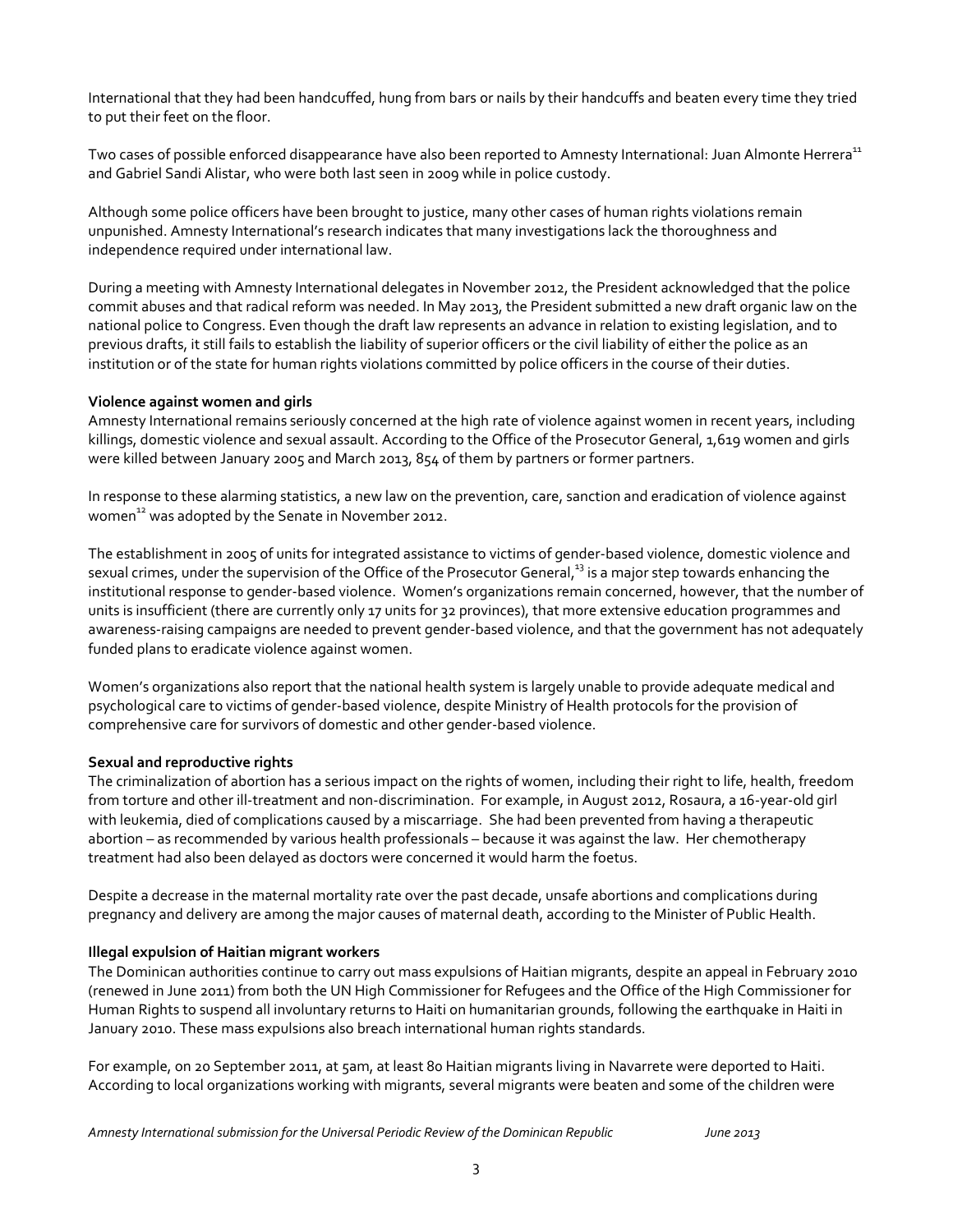International that they had been handcuffed, hung from bars or nails by their handcuffs and beaten every time they tried to put their feet on the floor.

Two cases of possible enforced disappearance have also been reported to Amnesty International: Juan Almonte Herrera[11] and Gabriel Sandi Alistar, who were both last seen in 2009 while in police custody.

Although some police officers have been brought to justice, many other cases of human rights violations remain unpunished. Amnesty International's research indicates that many investigations lack the thoroughness and independence required under international law.

During a meeting with Amnesty International delegates in November 2012, the President acknowledged that the police commit abuses and that radical reform was needed. In May 2013, the President submitted a new draft organic law on the national police to Congress. Even though the draft law represents an advance in relation to existing legislation, and to previous drafts, it still fails to establish the liability of superior officers or the civil liability of either the police as an institution or of the state for human rights violations committed by police officers in the course of their duties.

**Violence against women and girls**

Amnesty International remains seriously concerned at the high rate of violence against women in recent years, including killings, domestic violence and sexual assault. According to the Office of the Prosecutor General, 1,619 women and girls were killed between January 2005 and March 2013, 854 of them by partners or former partners.

In response to these alarming statistics, a new law on the prevention, care, sanction and eradication of violence against women[12] was adopted by the Senate in November 2012.

The establishment in 2005 of units for integrated assistance to victims of gender-based violence, domestic violence and sexual crimes, under the supervision of the Office of the Prosecutor General,[13] is a major step towards enhancing the institutional response to gender-based violence. Women's organizations remain concerned, however, that the number of units is insufficient (there are currently only 17 units for 32 provinces), that more extensive education programmes and awareness-raising campaigns are needed to prevent gender-based violence, and that the government has not adequately funded plans to eradicate violence against women.

Women's organizations also report that the national health system is largely unable to provide adequate medical and psychological care to victims of gender-based violence, despite Ministry of Health protocols for the provision of comprehensive care for survivors of domestic and other gender-based violence.

**Sexual and reproductive rights**

The criminalization of abortion has a serious impact on the rights of women, including their right to life, health, freedom from torture and other ill-treatment and non-discrimination. For example, in August 2012, Rosaura, a 16-year-old girl with leukemia, died of complications caused by a miscarriage. She had been prevented from having a therapeutic abortion – as recommended by various health professionals – because it was against the law. Her chemotherapy treatment had also been delayed as doctors were concerned it would harm the foetus.

Despite a decrease in the maternal mortality rate over the past decade, unsafe abortions and complications during pregnancy and delivery are among the major causes of maternal death, according to the Minister of Public Health.

**Illegal expulsion of Haitian migrant workers**

The Dominican authorities continue to carry out mass expulsions of Haitian migrants, despite an appeal in February 2010 (renewed in June 2011) from both the UN High Commissioner for Refugees and the Office of the High Commissioner for Human Rights to suspend all involuntary returns to Haiti on humanitarian grounds, following the earthquake in Haiti in January 2010. These mass expulsions also breach international human rights standards.

For example, on 20 September 2011, at 5am, at least 80 Haitian migrants living in Navarrete were deported to Haiti. According to local organizations working with migrants, several migrants were beaten and some of the children were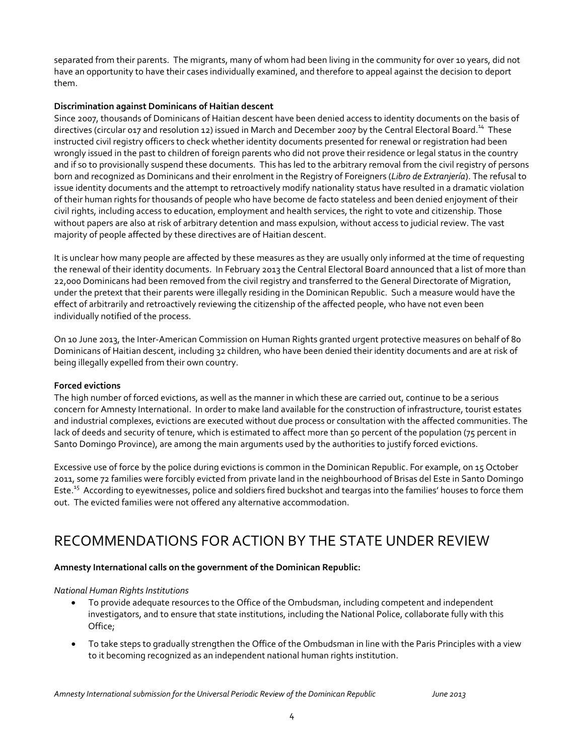separated from their parents. The migrants, many of whom had been living in the community for over 10 years, did not have an opportunity to have their cases individually examined, and therefore to appeal against the decision to deport them.

**Discrimination against Dominicans of Haitian descent**

Since 2007, thousands of Dominicans of Haitian descent have been denied access to identity documents on the basis of directives (circular 017 and resolution 12) issued in March and December 2007 by the Central Electoral Board.[14] These instructed civil registry officers to check whether identity documents presented for renewal or registration had been wrongly issued in the past to children of foreign parents who did not prove their residence or legal status in the country and if so to provisionally suspend these documents. This has led to the arbitrary removal from the civil registry of persons born and recognized as Dominicans and their enrolment in the Registry of Foreigners (*Libro de Extranjería*). The refusal to issue identity documents and the attempt to retroactively modify nationality status have resulted in a dramatic violation of their human rights for thousands of people who have become de facto stateless and been denied enjoyment of their civil rights, including access to education, employment and health services, the right to vote and citizenship. Those without papers are also at risk of arbitrary detention and mass expulsion, without access to judicial review. The vast majority of people affected by these directives are of Haitian descent.

It is unclear how many people are affected by these measures as they are usually only informed at the time of requesting the renewal of their identity documents. In February 2013 the Central Electoral Board announced that a list of more than 22,000 Dominicans had been removed from the civil registry and transferred to the General Directorate of Migration, under the pretext that their parents were illegally residing in the Dominican Republic. Such a measure would have the effect of arbitrarily and retroactively reviewing the citizenship of the affected people, who have not even been individually notified of the process.

On 10 June 2013, the Inter-American Commission on Human Rights granted urgent protective measures on behalf of 80 Dominicans of Haitian descent, including 32 children, who have been denied their identity documents and are at risk of being illegally expelled from their own country.

**Forced evictions**

The high number of forced evictions, as well as the manner in which these are carried out, continue to be a serious concern for Amnesty International. In order to make land available for the construction of infrastructure, tourist estates and industrial complexes, evictions are executed without due process or consultation with the affected communities. The lack of deeds and security of tenure, which is estimated to affect more than 50 percent of the population (75 percent in Santo Domingo Province), are among the main arguments used by the authorities to justify forced evictions.

Excessive use of force by the police during evictions is common in the Dominican Republic. For example, on 15 October 2011, some 72 families were forcibly evicted from private land in the neighbourhood of Brisas del Este in Santo Domingo Este.[15] According to eyewitnesses, police and soldiers fired buckshot and teargas into the families' houses to force them out. The evicted families were not offered any alternative accommodation.

# RECOMMENDATIONS FOR ACTION BY THE STATE UNDER REVIEW

**Amnesty International calls on the government of the Dominican Republic:**

*National Human Rights Institutions*

- To provide adequate resources to the Office of the Ombudsman, including competent and independent investigators, and to ensure that state institutions, including the National Police, collaborate fully with this Office;
- To take steps to gradually strengthen the Office of the Ombudsman in line with the Paris Principles with a view to it becoming recognized as an independent national human rights institution.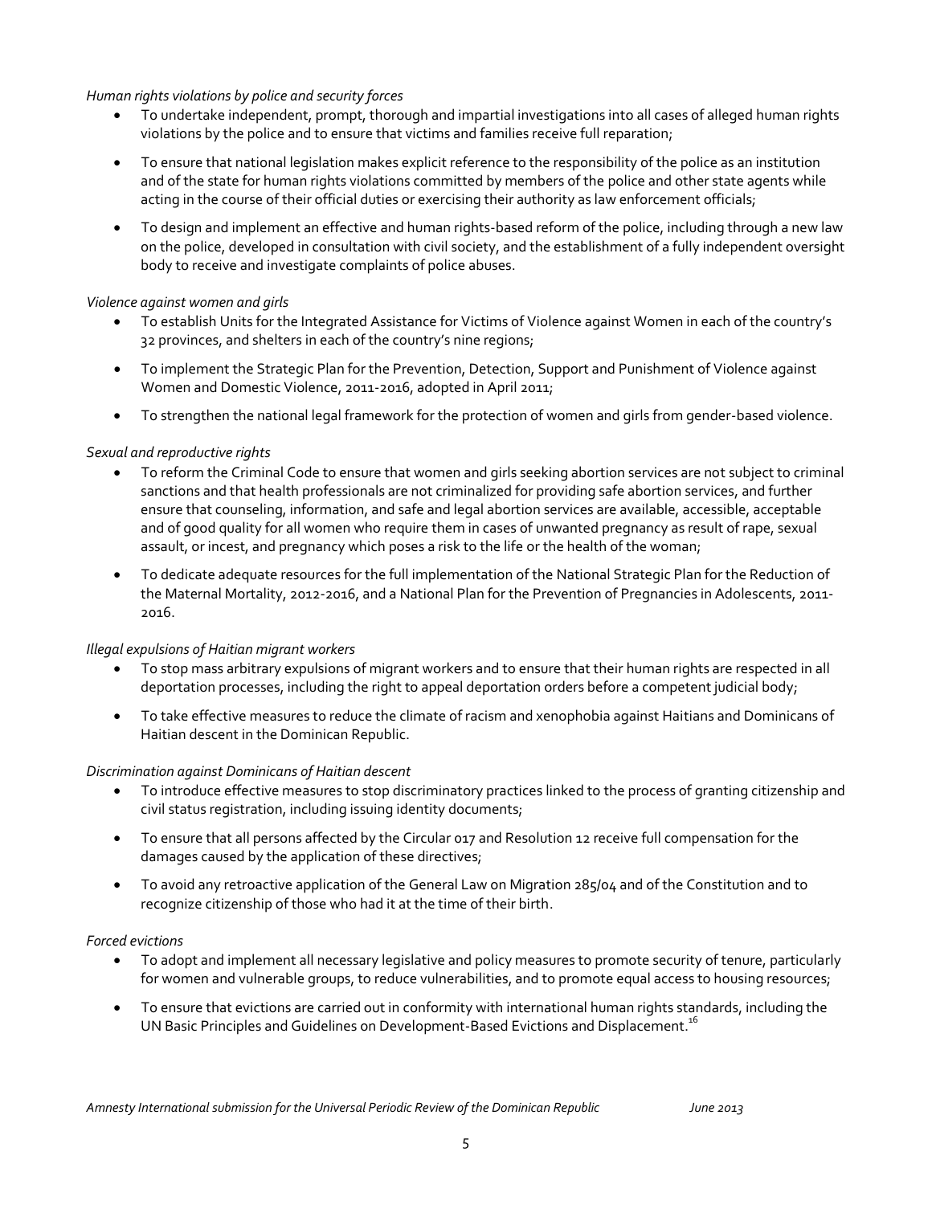*Human rights violations by police and security forces*

- To undertake independent, prompt, thorough and impartial investigations into all cases of alleged human rights violations by the police and to ensure that victims and families receive full reparation;
- To ensure that national legislation makes explicit reference to the responsibility of the police as an institution and of the state for human rights violations committed by members of the police and other state agents while acting in the course of their official duties or exercising their authority as law enforcement officials;
- To design and implement an effective and human rights-based reform of the police, including through a new law on the police, developed in consultation with civil society, and the establishment of a fully independent oversight body to receive and investigate complaints of police abuses.

*Violence against women and girls*

- To establish Units for the Integrated Assistance for Victims of Violence against Women in each of the country's 32 provinces, and shelters in each of the country's nine regions;
- To implement the Strategic Plan for the Prevention, Detection, Support and Punishment of Violence against Women and Domestic Violence, 2011-2016, adopted in April 2011;
- To strengthen the national legal framework for the protection of women and girls from gender-based violence.

*Sexual and reproductive rights*

- To reform the Criminal Code to ensure that women and girls seeking abortion services are not subject to criminal sanctions and that health professionals are not criminalized for providing safe abortion services, and further ensure that counseling, information, and safe and legal abortion services are available, accessible, acceptable and of good quality for all women who require them in cases of unwanted pregnancy as result of rape, sexual assault, or incest, and pregnancy which poses a risk to the life or the health of the woman;
- To dedicate adequate resources for the full implementation of the National Strategic Plan for the Reduction of the Maternal Mortality, 2012-2016, and a National Plan for the Prevention of Pregnancies in Adolescents, 2011-2016.

*Illegal expulsions of Haitian migrant workers*

- To stop mass arbitrary expulsions of migrant workers and to ensure that their human rights are respected in all deportation processes, including the right to appeal deportation orders before a competent judicial body;
- To take effective measures to reduce the climate of racism and xenophobia against Haitians and Dominicans of Haitian descent in the Dominican Republic.

*Discrimination against Dominicans of Haitian descent*

- To introduce effective measures to stop discriminatory practices linked to the process of granting citizenship and civil status registration, including issuing identity documents;
- To ensure that all persons affected by the Circular 017 and Resolution 12 receive full compensation for the damages caused by the application of these directives;
- To avoid any retroactive application of the General Law on Migration 285/04 and of the Constitution and to recognize citizenship of those who had it at the time of their birth.

*Forced evictions*

- To adopt and implement all necessary legislative and policy measures to promote security of tenure, particularly for women and vulnerable groups, to reduce vulnerabilities, and to promote equal access to housing resources;
- To ensure that evictions are carried out in conformity with international human rights standards, including the UN Basic Principles and Guidelines on Development-Based Evictions and Displacement.[16]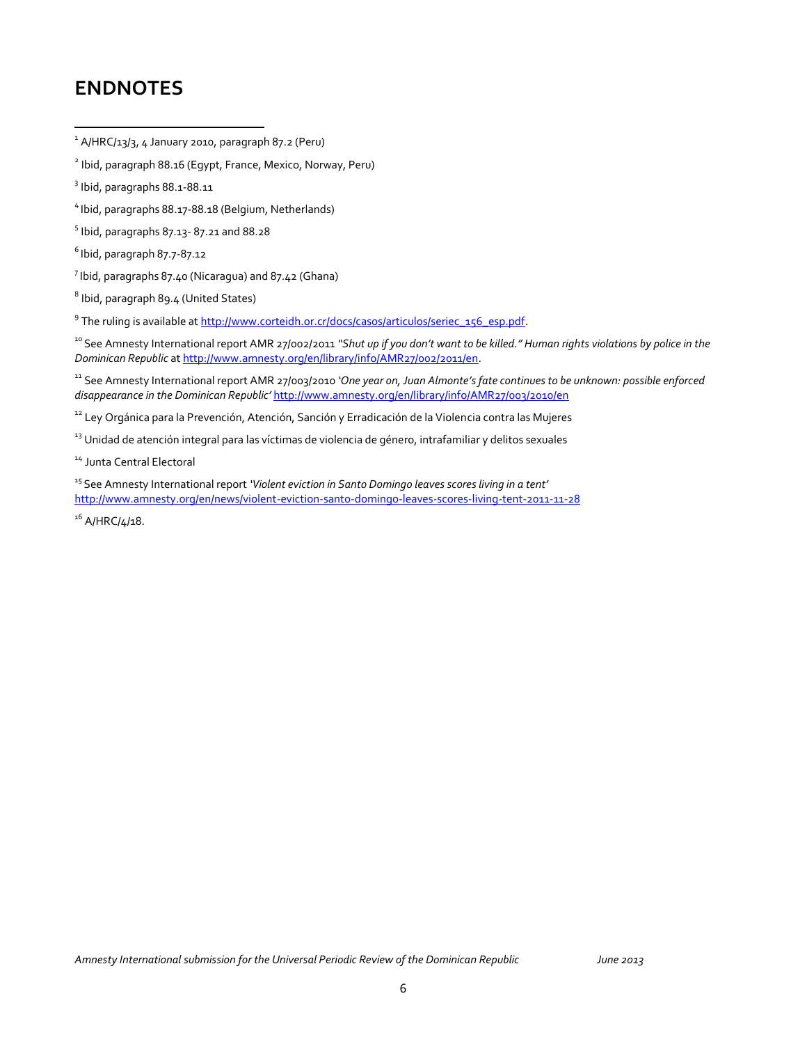# ENDNOTES

[1] A/HRC/13/3, 4 January 2010, paragraph 87.2 (Peru)

[2] Ibid, paragraph 88.16 (Egypt, France, Mexico, Norway, Peru)

[3] Ibid, paragraphs 88.1-88.11

[4] Ibid, paragraphs 88.17-88.18 (Belgium, Netherlands)

[5] Ibid, paragraphs 87.13- 87.21 and 88.28

[6] Ibid, paragraph 87.7-87.12

[7] Ibid, paragraphs 87.40 (Nicaragua) and 87.42 (Ghana)

[8] Ibid, paragraph 89.4 (United States)

[9] The ruling is available at http://www.corteidh.or.cr/docs/casos/articulos/seriec_156_esp.pdf.

[10] See Amnesty International report AMR 27/002/2011 *"Shut up if you don't want to be killed." Human rights violations by police in the Dominican Republic* at http://www.amnesty.org/en/library/info/AMR27/002/2011/en.

[11] See Amnesty International report AMR 27/003/2010 *'One year on, Juan Almonte's fate continues to be unknown: possible enforced disappearance in the Dominican Republic'* http://www.amnesty.org/en/library/info/AMR27/003/2010/en

[12] Ley Orgánica para la Prevención, Atención, Sanción y Erradicación de la Violencia contra las Mujeres

[13] Unidad de atención integral para las víctimas de violencia de género, intrafamiliar y delitos sexuales

[14] Junta Central Electoral

[15] See Amnesty International report *'Violent eviction in Santo Domingo leaves scores living in a tent'* http://www.amnesty.org/en/news/violent-eviction-santo-domingo-leaves-scores-living-tent-2011-11-28

[16] A/HRC/4/18.